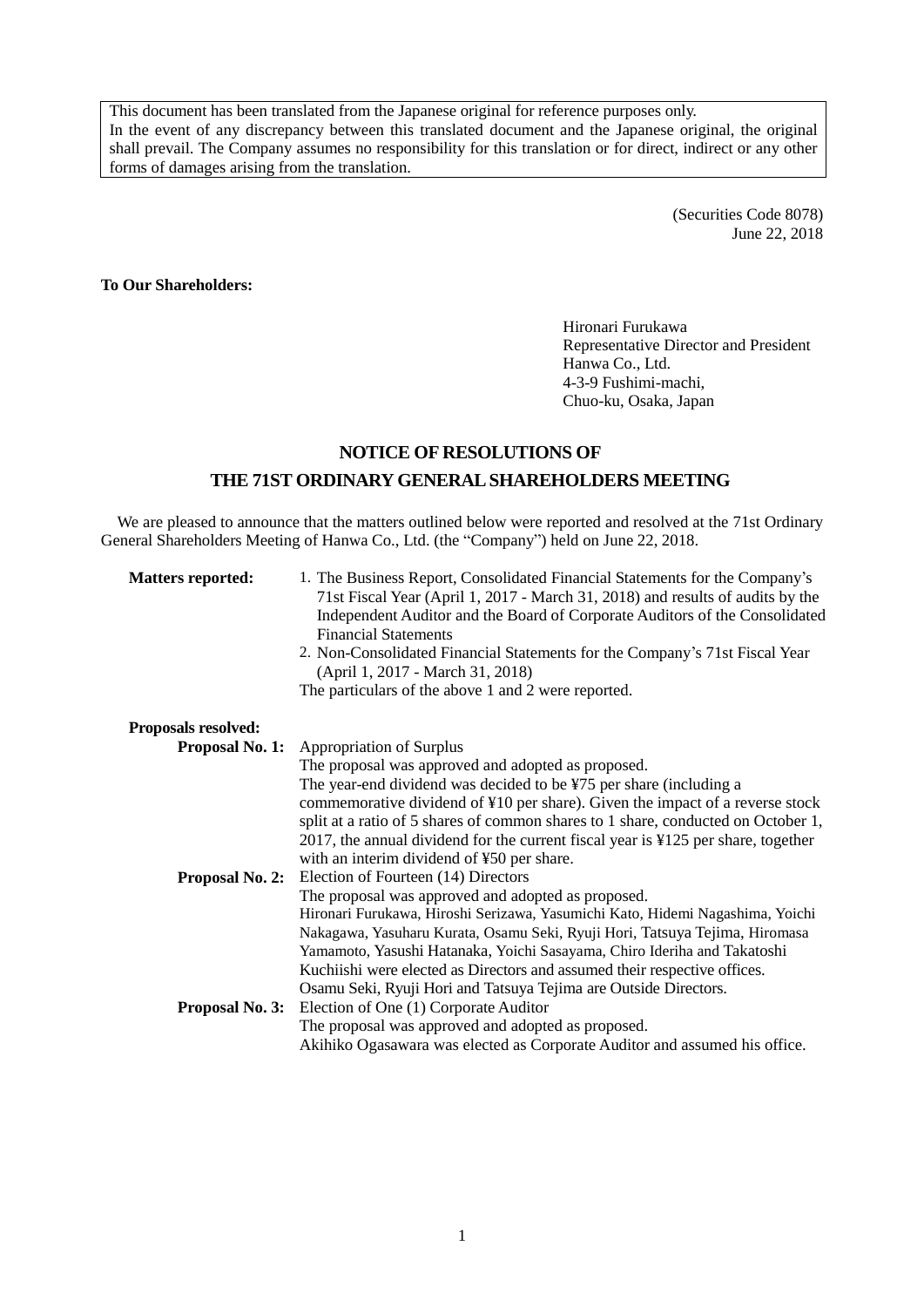This document has been translated from the Japanese original for reference purposes only.
In the event of any discrepancy between this translated document and the Japanese original, the original shall prevail. The Company assumes no responsibility for this translation or for direct, indirect or any other forms of damages arising from the translation.

(Securities Code 8078)
June 22, 2018

**To Our Shareholders:**

Hironari Furukawa
Representative Director and President
Hanwa Co., Ltd.
4-3-9 Fushimi-machi,
Chuo-ku, Osaka, Japan

# NOTICE OF RESOLUTIONS OF THE 71ST ORDINARY GENERAL SHAREHOLDERS MEETING

We are pleased to announce that the matters outlined below were reported and resolved at the 71st Ordinary General Shareholders Meeting of Hanwa Co., Ltd. (the "Company") held on June 22, 2018.

**Matters reported:**

1. The Business Report, Consolidated Financial Statements for the Company's 71st Fiscal Year (April 1, 2017 - March 31, 2018) and results of audits by the Independent Auditor and the Board of Corporate Auditors of the Consolidated Financial Statements
2. Non-Consolidated Financial Statements for the Company's 71st Fiscal Year (April 1, 2017 - March 31, 2018)

The particulars of the above 1 and 2 were reported.

**Proposals resolved:**

**Proposal No. 1:** Appropriation of Surplus
The proposal was approved and adopted as proposed.
The year-end dividend was decided to be ¥75 per share (including a commemorative dividend of ¥10 per share). Given the impact of a reverse stock split at a ratio of 5 shares of common shares to 1 share, conducted on October 1, 2017, the annual dividend for the current fiscal year is ¥125 per share, together with an interim dividend of ¥50 per share.

**Proposal No. 2:** Election of Fourteen (14) Directors
The proposal was approved and adopted as proposed.
Hironari Furukawa, Hiroshi Serizawa, Yasumichi Kato, Hidemi Nagashima, Yoichi Nakagawa, Yasuharu Kurata, Osamu Seki, Ryuji Hori, Tatsuya Tejima, Hiromasa Yamamoto, Yasushi Hatanaka, Yoichi Sasayama, Chiro Ideriha and Takatoshi Kuchiishi were elected as Directors and assumed their respective offices.
Osamu Seki, Ryuji Hori and Tatsuya Tejima are Outside Directors.

**Proposal No. 3:** Election of One (1) Corporate Auditor
The proposal was approved and adopted as proposed.
Akihiko Ogasawara was elected as Corporate Auditor and assumed his office.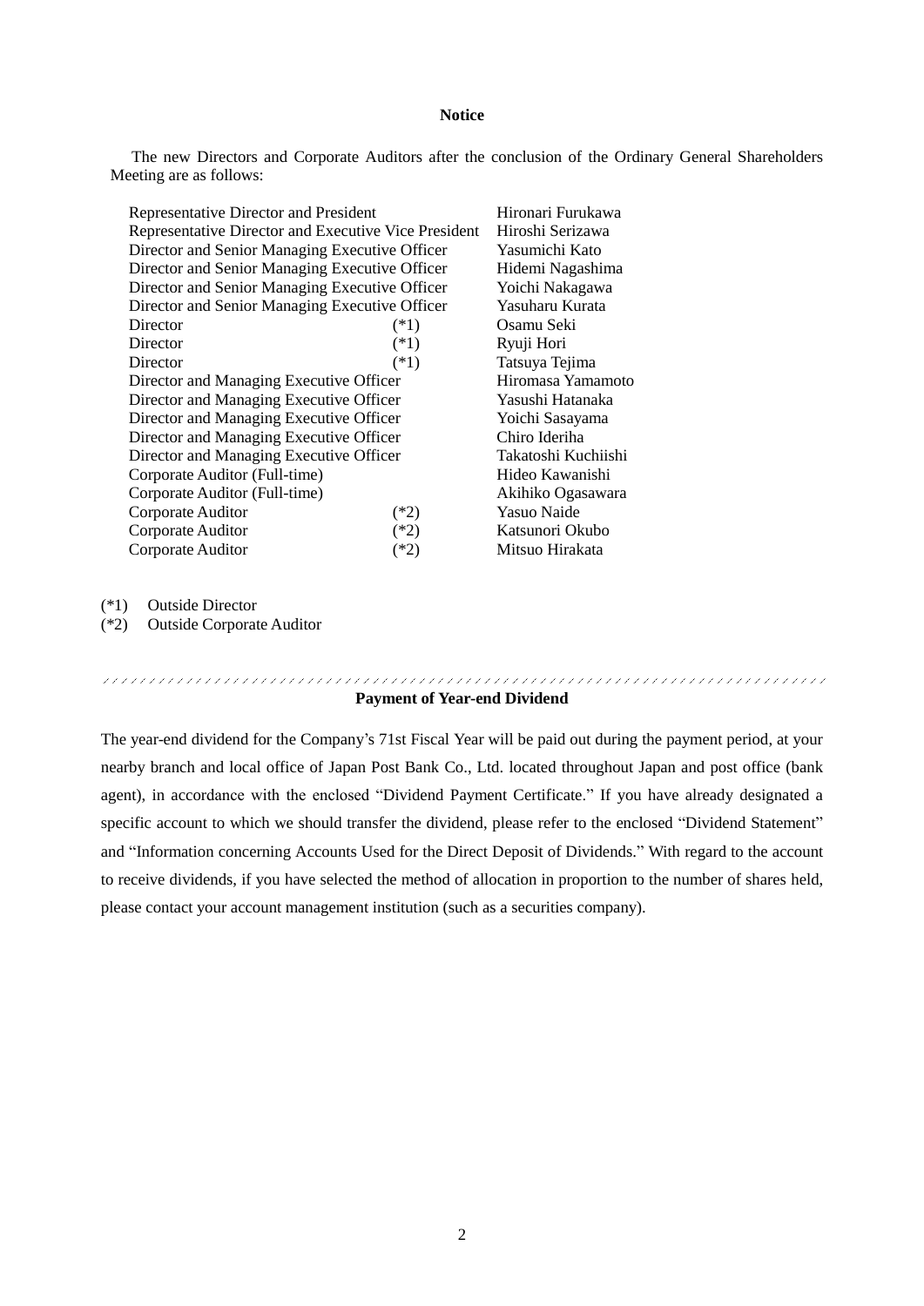**Notice**

The new Directors and Corporate Auditors after the conclusion of the Ordinary General Shareholders Meeting are as follows:

| | | |
|---|---|---|
| Representative Director and President | | Hironari Furukawa |
| Representative Director and Executive Vice President | | Hiroshi Serizawa |
| Director and Senior Managing Executive Officer | | Yasumichi Kato |
| Director and Senior Managing Executive Officer | | Hidemi Nagashima |
| Director and Senior Managing Executive Officer | | Yoichi Nakagawa |
| Director and Senior Managing Executive Officer | | Yasuharu Kurata |
| Director | (*1) | Osamu Seki |
| Director | (*1) | Ryuji Hori |
| Director | (*1) | Tatsuya Tejima |
| Director and Managing Executive Officer | | Hiromasa Yamamoto |
| Director and Managing Executive Officer | | Yasushi Hatanaka |
| Director and Managing Executive Officer | | Yoichi Sasayama |
| Director and Managing Executive Officer | | Chiro Ideriha |
| Director and Managing Executive Officer | | Takatoshi Kuchiishi |
| Corporate Auditor (Full-time) | | Hideo Kawanishi |
| Corporate Auditor (Full-time) | | Akihiko Ogasawara |
| Corporate Auditor | (*2) | Yasuo Naide |
| Corporate Auditor | (*2) | Katsunori Okubo |
| Corporate Auditor | (*2) | Mitsuo Hirakata |

(*1) Outside Director
(*2) Outside Corporate Auditor

**Payment of Year-end Dividend**

The year-end dividend for the Company's 71st Fiscal Year will be paid out during the payment period, at your nearby branch and local office of Japan Post Bank Co., Ltd. located throughout Japan and post office (bank agent), in accordance with the enclosed "Dividend Payment Certificate." If you have already designated a specific account to which we should transfer the dividend, please refer to the enclosed "Dividend Statement" and "Information concerning Accounts Used for the Direct Deposit of Dividends." With regard to the account to receive dividends, if you have selected the method of allocation in proportion to the number of shares held, please contact your account management institution (such as a securities company).